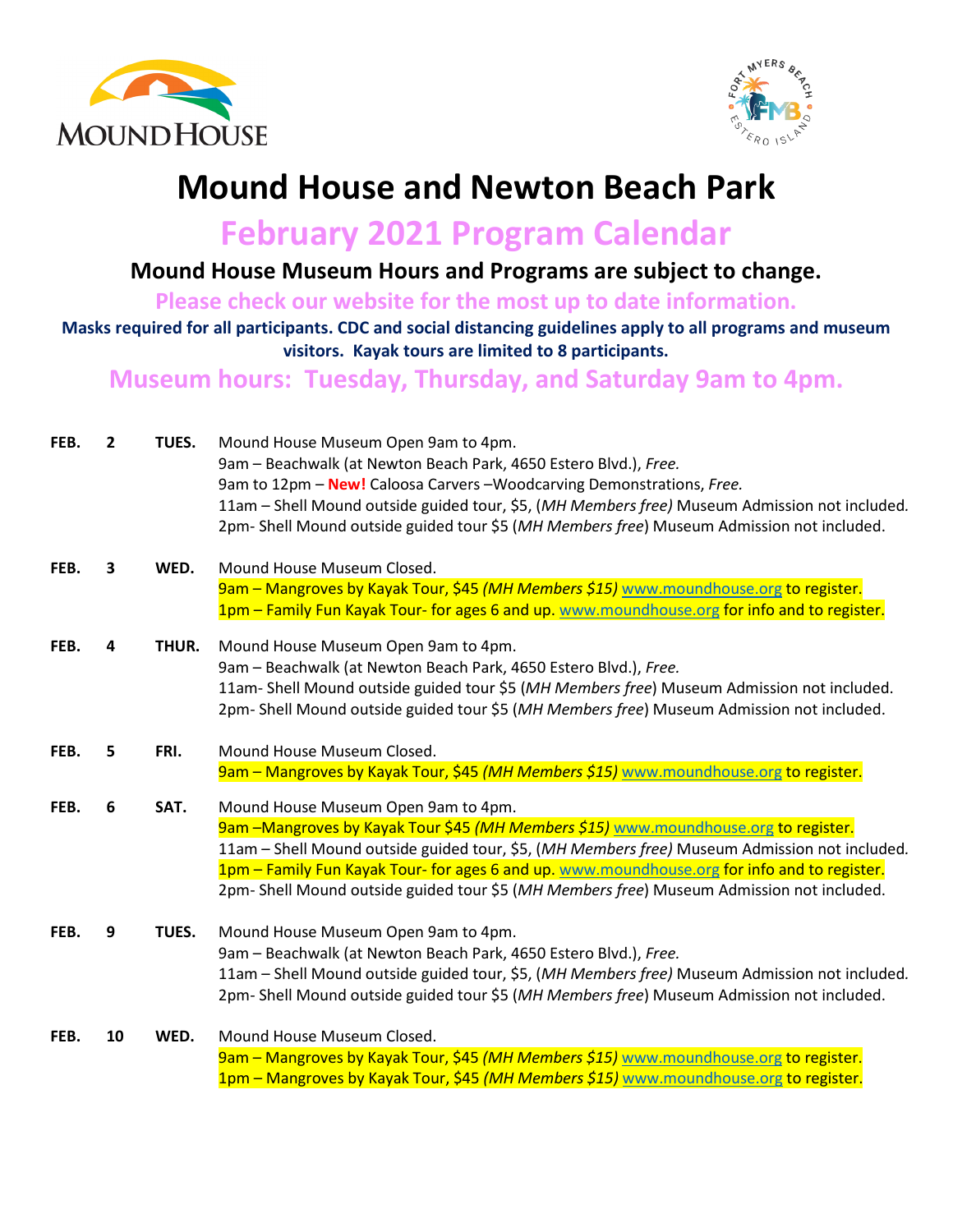# Mound House and Newton Beach Park

## February 2021 Program Calendar

### Mound House Museum Hours and Programs are subject to change.

**Please check our website for the most up to date information.**

**Masks required for all participants. CDC and social distancing guidelines apply to all programs and museum visitors. Kayak tours are limited to 8 participants.**

**Museum hours: Tuesday, Thursday, and Saturday 9am to 4pm.**

**FEB. 2 TUES.**
Mound House Museum Open 9am to 4pm.
9am – Beachwalk (at Newton Beach Park, 4650 Estero Blvd.), *Free.*
9am to 12pm – **New!** Caloosa Carvers –Woodcarving Demonstrations, *Free.*
11am – Shell Mound outside guided tour, $5, (*MH Members free)* Museum Admission not included.
2pm- Shell Mound outside guided tour $5 (*MH Members free*) Museum Admission not included.

**FEB. 3 WED.**
Mound House Museum Closed.
9am – Mangroves by Kayak Tour, $45 *(MH Members $15)* www.moundhouse.org to register.
1pm – Family Fun Kayak Tour- for ages 6 and up. www.moundhouse.org for info and to register.

**FEB. 4 THUR.**
Mound House Museum Open 9am to 4pm.
9am – Beachwalk (at Newton Beach Park, 4650 Estero Blvd.), *Free.*
11am- Shell Mound outside guided tour $5 (*MH Members free*) Museum Admission not included.
2pm- Shell Mound outside guided tour $5 (*MH Members free*) Museum Admission not included.

**FEB. 5 FRI.**
Mound House Museum Closed.
9am – Mangroves by Kayak Tour, $45 *(MH Members $15)* www.moundhouse.org to register.

**FEB. 6 SAT.**
Mound House Museum Open 9am to 4pm.
9am –Mangroves by Kayak Tour $45 *(MH Members $15)* www.moundhouse.org to register.
11am – Shell Mound outside guided tour, $5, (*MH Members free)* Museum Admission not included.
1pm – Family Fun Kayak Tour- for ages 6 and up. www.moundhouse.org for info and to register.
2pm- Shell Mound outside guided tour $5 (*MH Members free*) Museum Admission not included.

**FEB. 9 TUES.**
Mound House Museum Open 9am to 4pm.
9am – Beachwalk (at Newton Beach Park, 4650 Estero Blvd.), *Free.*
11am – Shell Mound outside guided tour, $5, (*MH Members free)* Museum Admission not included.
2pm- Shell Mound outside guided tour $5 (*MH Members free*) Museum Admission not included.

**FEB. 10 WED.**
Mound House Museum Closed.
9am – Mangroves by Kayak Tour, $45 *(MH Members $15)* www.moundhouse.org to register.
1pm – Mangroves by Kayak Tour, $45 *(MH Members $15)* www.moundhouse.org to register.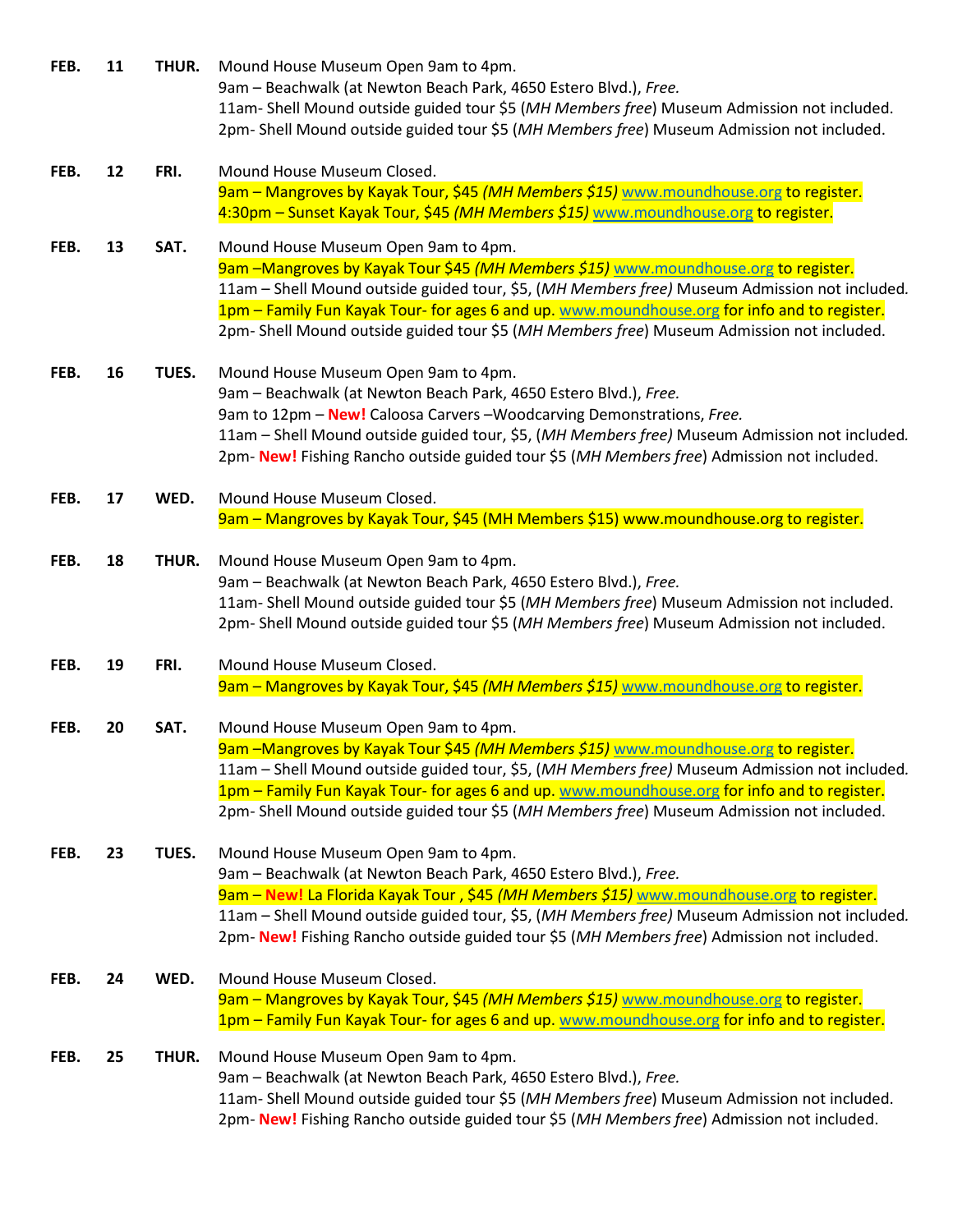**FEB. 11 THUR.** Mound House Museum Open 9am to 4pm.
9am – Beachwalk (at Newton Beach Park, 4650 Estero Blvd.), *Free.*
11am- Shell Mound outside guided tour $5 (*MH Members free*) Museum Admission not included.
2pm- Shell Mound outside guided tour $5 (*MH Members free*) Museum Admission not included.

**FEB. 12 FRI.** Mound House Museum Closed.
9am – Mangroves by Kayak Tour, $45 *(MH Members $15)* www.moundhouse.org to register.
4:30pm – Sunset Kayak Tour, $45 *(MH Members $15)* www.moundhouse.org to register.

**FEB. 13 SAT.** Mound House Museum Open 9am to 4pm.
9am –Mangroves by Kayak Tour $45 *(MH Members $15)* www.moundhouse.org to register.
11am – Shell Mound outside guided tour, $5, (*MH Members free)* Museum Admission not included.
1pm – Family Fun Kayak Tour- for ages 6 and up. www.moundhouse.org for info and to register.
2pm- Shell Mound outside guided tour $5 (*MH Members free*) Museum Admission not included.

**FEB. 16 TUES.** Mound House Museum Open 9am to 4pm.
9am – Beachwalk (at Newton Beach Park, 4650 Estero Blvd.), *Free.*
9am to 12pm – **New!** Caloosa Carvers –Woodcarving Demonstrations, *Free.*
11am – Shell Mound outside guided tour, $5, (*MH Members free)* Museum Admission not included.
2pm- **New!** Fishing Rancho outside guided tour $5 (*MH Members free*) Admission not included.

**FEB. 17 WED.** Mound House Museum Closed.
9am – Mangroves by Kayak Tour, $45 (MH Members $15) www.moundhouse.org to register.

**FEB. 18 THUR.** Mound House Museum Open 9am to 4pm.
9am – Beachwalk (at Newton Beach Park, 4650 Estero Blvd.), *Free.*
11am- Shell Mound outside guided tour $5 (*MH Members free*) Museum Admission not included.
2pm- Shell Mound outside guided tour $5 (*MH Members free*) Museum Admission not included.

**FEB. 19 FRI.** Mound House Museum Closed.
9am – Mangroves by Kayak Tour, $45 *(MH Members $15)* www.moundhouse.org to register.

**FEB. 20 SAT.** Mound House Museum Open 9am to 4pm.
9am –Mangroves by Kayak Tour $45 *(MH Members $15)* www.moundhouse.org to register.
11am – Shell Mound outside guided tour, $5, (*MH Members free)* Museum Admission not included.
1pm – Family Fun Kayak Tour- for ages 6 and up. www.moundhouse.org for info and to register.
2pm- Shell Mound outside guided tour $5 (*MH Members free*) Museum Admission not included.

**FEB. 23 TUES.** Mound House Museum Open 9am to 4pm.
9am – Beachwalk (at Newton Beach Park, 4650 Estero Blvd.), *Free.*
9am – **New!** La Florida Kayak Tour , $45 *(MH Members $15)* www.moundhouse.org to register.
11am – Shell Mound outside guided tour, $5, (*MH Members free)* Museum Admission not included.
2pm- **New!** Fishing Rancho outside guided tour $5 (*MH Members free*) Admission not included.

**FEB. 24 WED.** Mound House Museum Closed.
9am – Mangroves by Kayak Tour, $45 *(MH Members $15)* www.moundhouse.org to register.
1pm – Family Fun Kayak Tour- for ages 6 and up. www.moundhouse.org for info and to register.

**FEB. 25 THUR.** Mound House Museum Open 9am to 4pm.
9am – Beachwalk (at Newton Beach Park, 4650 Estero Blvd.), *Free.*
11am- Shell Mound outside guided tour $5 (*MH Members free*) Museum Admission not included.
2pm- **New!** Fishing Rancho outside guided tour $5 (*MH Members free*) Admission not included.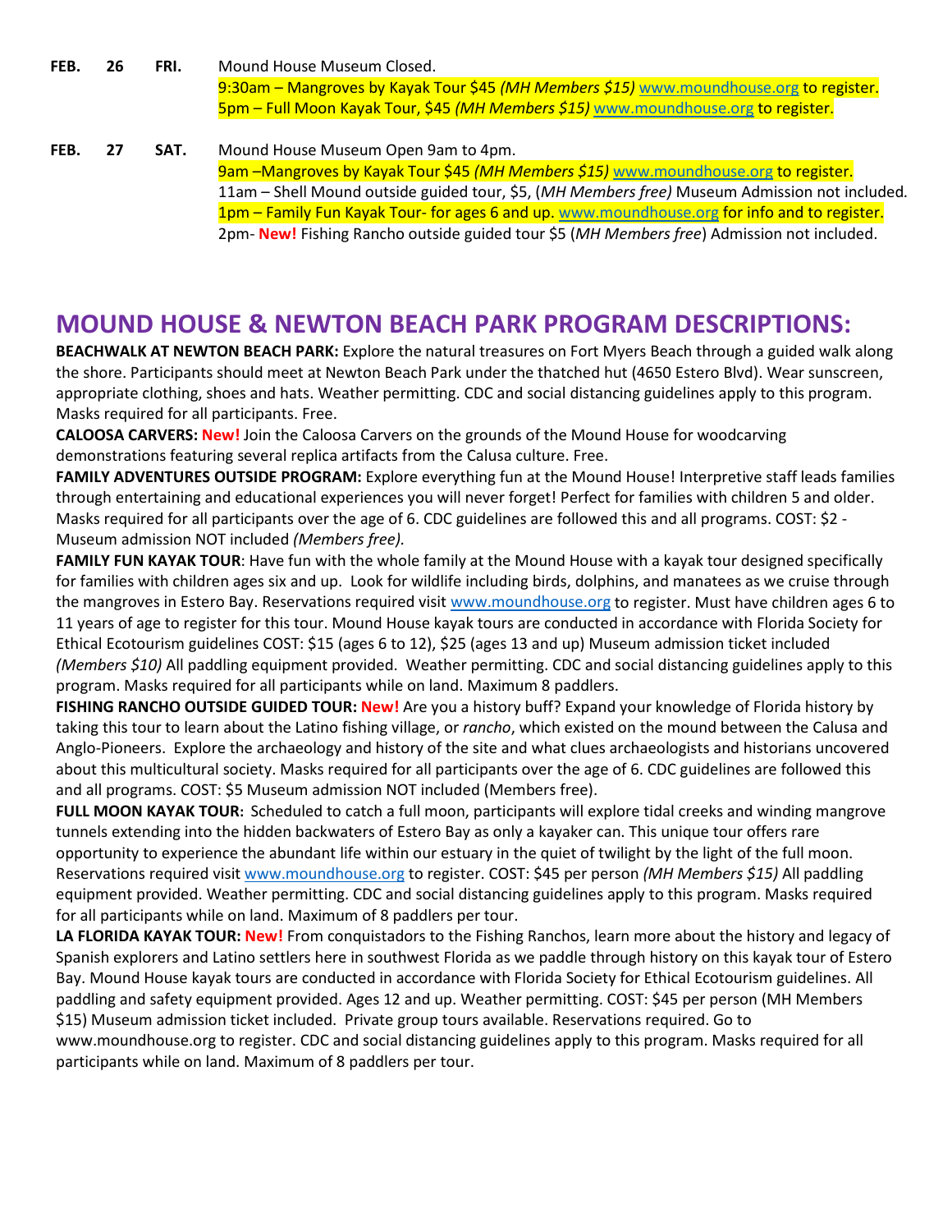**FEB. 26 FRI.** Mound House Museum Closed.
9:30am – Mangroves by Kayak Tour $45 *(MH Members $15)* www.moundhouse.org to register.
5pm – Full Moon Kayak Tour, $45 *(MH Members $15)* www.moundhouse.org to register.

**FEB. 27 SAT.** Mound House Museum Open 9am to 4pm.
9am –Mangroves by Kayak Tour $45 *(MH Members $15)* www.moundhouse.org to register.
11am – Shell Mound outside guided tour, $5, (*MH Members free)* Museum Admission not included*.*
1pm – Family Fun Kayak Tour- for ages 6 and up. www.moundhouse.org for info and to register.
2pm- **New!** Fishing Rancho outside guided tour $5 (*MH Members free*) Admission not included.

## MOUND HOUSE & NEWTON BEACH PARK PROGRAM DESCRIPTIONS:

**BEACHWALK AT NEWTON BEACH PARK:** Explore the natural treasures on Fort Myers Beach through a guided walk along the shore. Participants should meet at Newton Beach Park under the thatched hut (4650 Estero Blvd). Wear sunscreen, appropriate clothing, shoes and hats. Weather permitting. CDC and social distancing guidelines apply to this program. Masks required for all participants. Free.

**CALOOSA CARVERS: New!** Join the Caloosa Carvers on the grounds of the Mound House for woodcarving demonstrations featuring several replica artifacts from the Calusa culture. Free.

**FAMILY ADVENTURES OUTSIDE PROGRAM:** Explore everything fun at the Mound House! Interpretive staff leads families through entertaining and educational experiences you will never forget! Perfect for families with children 5 and older. Masks required for all participants over the age of 6. CDC guidelines are followed this and all programs. COST: $2 - Museum admission NOT included *(Members free).*

**FAMILY FUN KAYAK TOUR**: Have fun with the whole family at the Mound House with a kayak tour designed specifically for families with children ages six and up. Look for wildlife including birds, dolphins, and manatees as we cruise through the mangroves in Estero Bay. Reservations required visit www.moundhouse.org to register. Must have children ages 6 to 11 years of age to register for this tour. Mound House kayak tours are conducted in accordance with Florida Society for Ethical Ecotourism guidelines COST: $15 (ages 6 to 12), $25 (ages 13 and up) Museum admission ticket included *(Members $10)* All paddling equipment provided. Weather permitting. CDC and social distancing guidelines apply to this program. Masks required for all participants while on land. Maximum 8 paddlers.

**FISHING RANCHO OUTSIDE GUIDED TOUR: New!** Are you a history buff? Expand your knowledge of Florida history by taking this tour to learn about the Latino fishing village, or *rancho*, which existed on the mound between the Calusa and Anglo-Pioneers. Explore the archaeology and history of the site and what clues archaeologists and historians uncovered about this multicultural society. Masks required for all participants over the age of 6. CDC guidelines are followed this and all programs. COST: $5 Museum admission NOT included (Members free).

**FULL MOON KAYAK TOUR:** Scheduled to catch a full moon, participants will explore tidal creeks and winding mangrove tunnels extending into the hidden backwaters of Estero Bay as only a kayaker can. This unique tour offers rare opportunity to experience the abundant life within our estuary in the quiet of twilight by the light of the full moon. Reservations required visit www.moundhouse.org to register. COST: $45 per person *(MH Members $15)* All paddling equipment provided. Weather permitting. CDC and social distancing guidelines apply to this program. Masks required for all participants while on land. Maximum of 8 paddlers per tour.

**LA FLORIDA KAYAK TOUR: New!** From conquistadors to the Fishing Ranchos, learn more about the history and legacy of Spanish explorers and Latino settlers here in southwest Florida as we paddle through history on this kayak tour of Estero Bay. Mound House kayak tours are conducted in accordance with Florida Society for Ethical Ecotourism guidelines. All paddling and safety equipment provided. Ages 12 and up. Weather permitting. COST: $45 per person (MH Members $15) Museum admission ticket included. Private group tours available. Reservations required. Go to www.moundhouse.org to register. CDC and social distancing guidelines apply to this program. Masks required for all participants while on land. Maximum of 8 paddlers per tour.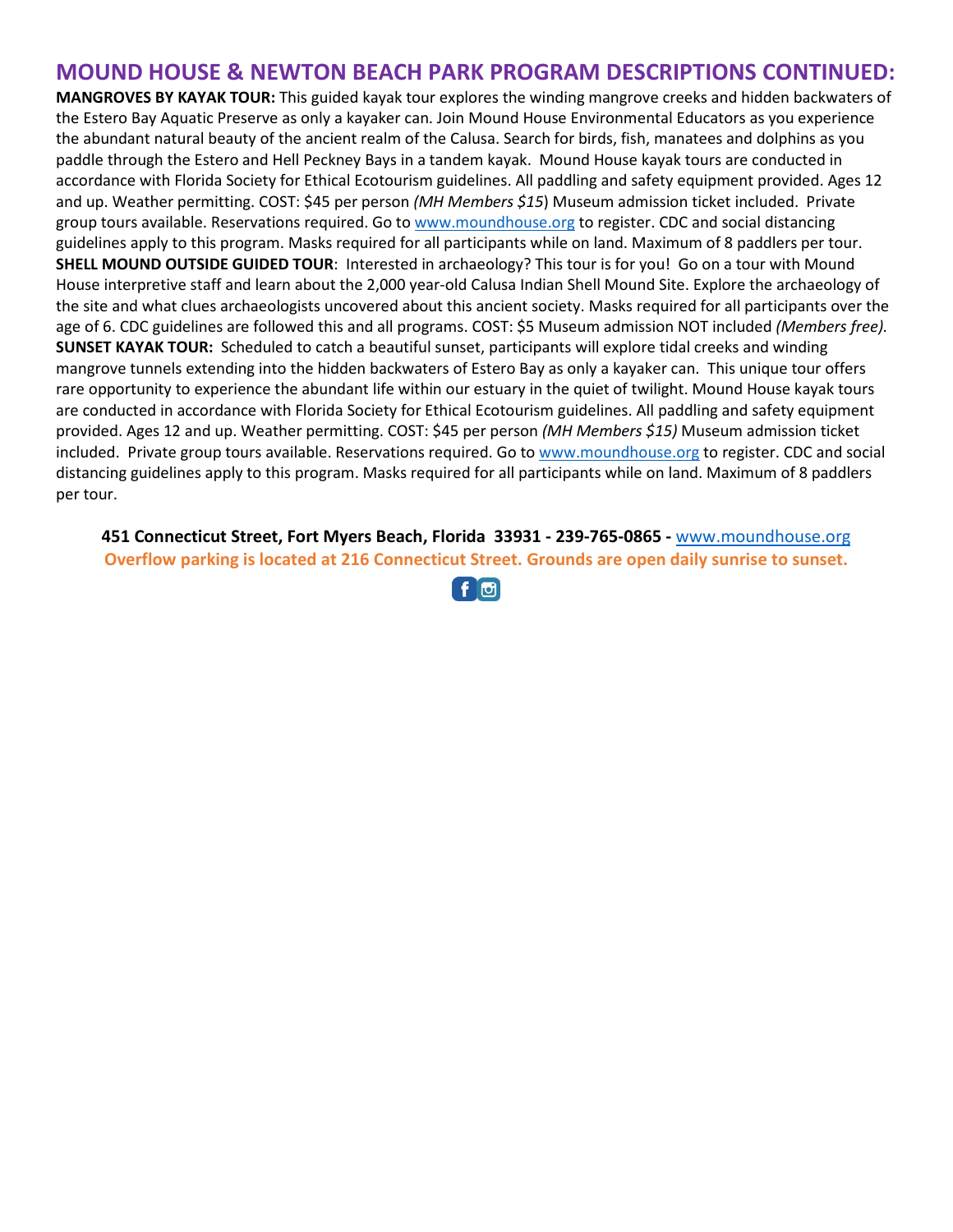## MOUND HOUSE & NEWTON BEACH PARK PROGRAM DESCRIPTIONS CONTINUED:

**MANGROVES BY KAYAK TOUR:** This guided kayak tour explores the winding mangrove creeks and hidden backwaters of the Estero Bay Aquatic Preserve as only a kayaker can. Join Mound House Environmental Educators as you experience the abundant natural beauty of the ancient realm of the Calusa. Search for birds, fish, manatees and dolphins as you paddle through the Estero and Hell Peckney Bays in a tandem kayak. Mound House kayak tours are conducted in accordance with Florida Society for Ethical Ecotourism guidelines. All paddling and safety equipment provided. Ages 12 and up. Weather permitting. COST: $45 per person *(MH Members $15*) Museum admission ticket included. Private group tours available. Reservations required. Go to www.moundhouse.org to register. CDC and social distancing guidelines apply to this program. Masks required for all participants while on land. Maximum of 8 paddlers per tour.

**SHELL MOUND OUTSIDE GUIDED TOUR**: Interested in archaeology? This tour is for you! Go on a tour with Mound House interpretive staff and learn about the 2,000 year-old Calusa Indian Shell Mound Site. Explore the archaeology of the site and what clues archaeologists uncovered about this ancient society. Masks required for all participants over the age of 6. CDC guidelines are followed this and all programs. COST: $5 Museum admission NOT included *(Members free).*

**SUNSET KAYAK TOUR:** Scheduled to catch a beautiful sunset, participants will explore tidal creeks and winding mangrove tunnels extending into the hidden backwaters of Estero Bay as only a kayaker can. This unique tour offers rare opportunity to experience the abundant life within our estuary in the quiet of twilight. Mound House kayak tours are conducted in accordance with Florida Society for Ethical Ecotourism guidelines. All paddling and safety equipment provided. Ages 12 and up. Weather permitting. COST: $45 per person *(MH Members $15)* Museum admission ticket included. Private group tours available. Reservations required. Go to www.moundhouse.org to register. CDC and social distancing guidelines apply to this program. Masks required for all participants while on land. Maximum of 8 paddlers per tour.

**451 Connecticut Street, Fort Myers Beach, Florida 33931 - 239-765-0865 -** www.moundhouse.org

**Overflow parking is located at 216 Connecticut Street. Grounds are open daily sunrise to sunset.**